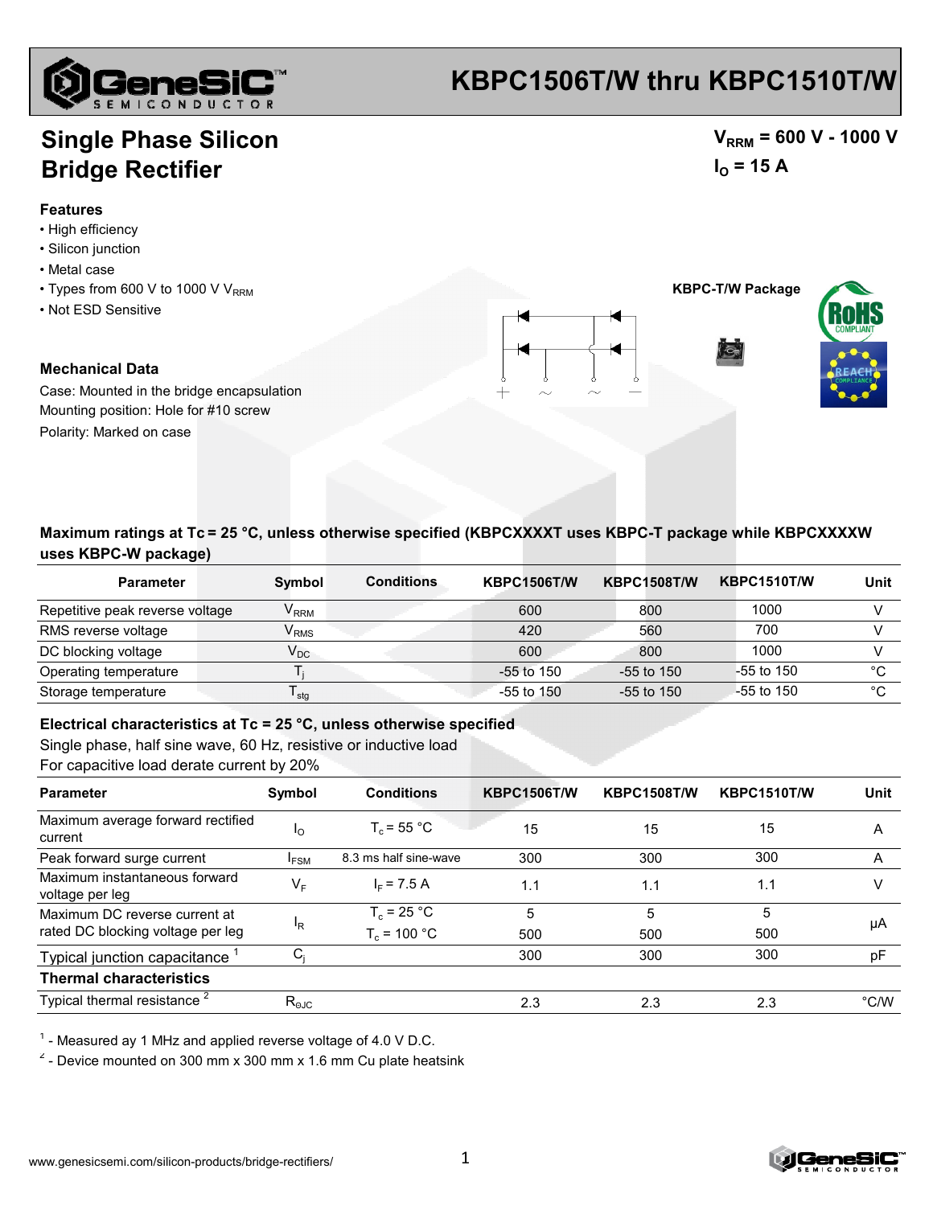# KBPC1506T/W thru KBPC1510T/W

## Single Phase Silicon Bridge Rectifier

$V_{RRM}$ = 600 V - 1000 V

$I_O$ = 15 A

### Features

- High efficiency
- Silicon junction
- Metal case
- Types from 600 V to 1000 V $V_{RRM}$
- Not ESD Sensitive

KBPC-T/W Package

### Mechanical Data

Case: Mounted in the bridge encapsulation

Mounting position: Hole for #10 screw

Polarity: Marked on case

### Maximum ratings at Tc = 25 °C, unless otherwise specified (KBPCXXXXT uses KBPC-T package while KBPCXXXXW uses KBPC-W package)

| Parameter | Symbol | Conditions | KBPC1506T/W | KBPC1508T/W | KBPC1510T/W | Unit |
|---|---|---|---|---|---|---|
| Repetitive peak reverse voltage | $V_{RRM}$ | | 600 | 800 | 1000 | V |
| RMS reverse voltage | $V_{RMS}$ | | 420 | 560 | 700 | V |
| DC blocking voltage | $V_{DC}$ | | 600 | 800 | 1000 | V |
| Operating temperature | $T_j$ | | -55 to 150 | -55 to 150 | -55 to 150 | °C |
| Storage temperature | $T_{stg}$ | | -55 to 150 | -55 to 150 | -55 to 150 | °C |

### Electrical characteristics at Tc = 25 °C, unless otherwise specified

Single phase, half sine wave, 60 Hz, resistive or inductive load

For capacitive load derate current by 20%

| Parameter | Symbol | Conditions | KBPC1506T/W | KBPC1508T/W | KBPC1510T/W | Unit |
|---|---|---|---|---|---|---|
| Maximum average forward rectified current | $I_O$ | $T_c$ = 55 °C | 15 | 15 | 15 | A |
| Peak forward surge current | $I_{FSM}$ | 8.3 ms half sine-wave | 300 | 300 | 300 | A |
| Maximum instantaneous forward voltage per leg | $V_F$ | $I_F$ = 7.5 A | 1.1 | 1.1 | 1.1 | V |
| Maximum DC reverse current at rated DC blocking voltage per leg | $I_R$ | $T_c$ = 25 °C | 5 | 5 | 5 | μA |
| | | $T_c$ = 100 °C | 500 | 500 | 500 | |
| Typical junction capacitance [1] | $C_j$ | | 300 | 300 | 300 | pF |
| **Thermal characteristics** | | | | | | |
| Typical thermal resistance [2] | $R_{\theta JC}$ | | 2.3 | 2.3 | 2.3 | °C/W |

[1] - Measured ay 1 MHz and applied reverse voltage of 4.0 V D.C.

[2] - Device mounted on 300 mm x 300 mm x 1.6 mm Cu plate heatsink

www.genesicsemi.com/silicon-products/bridge-rectifiers/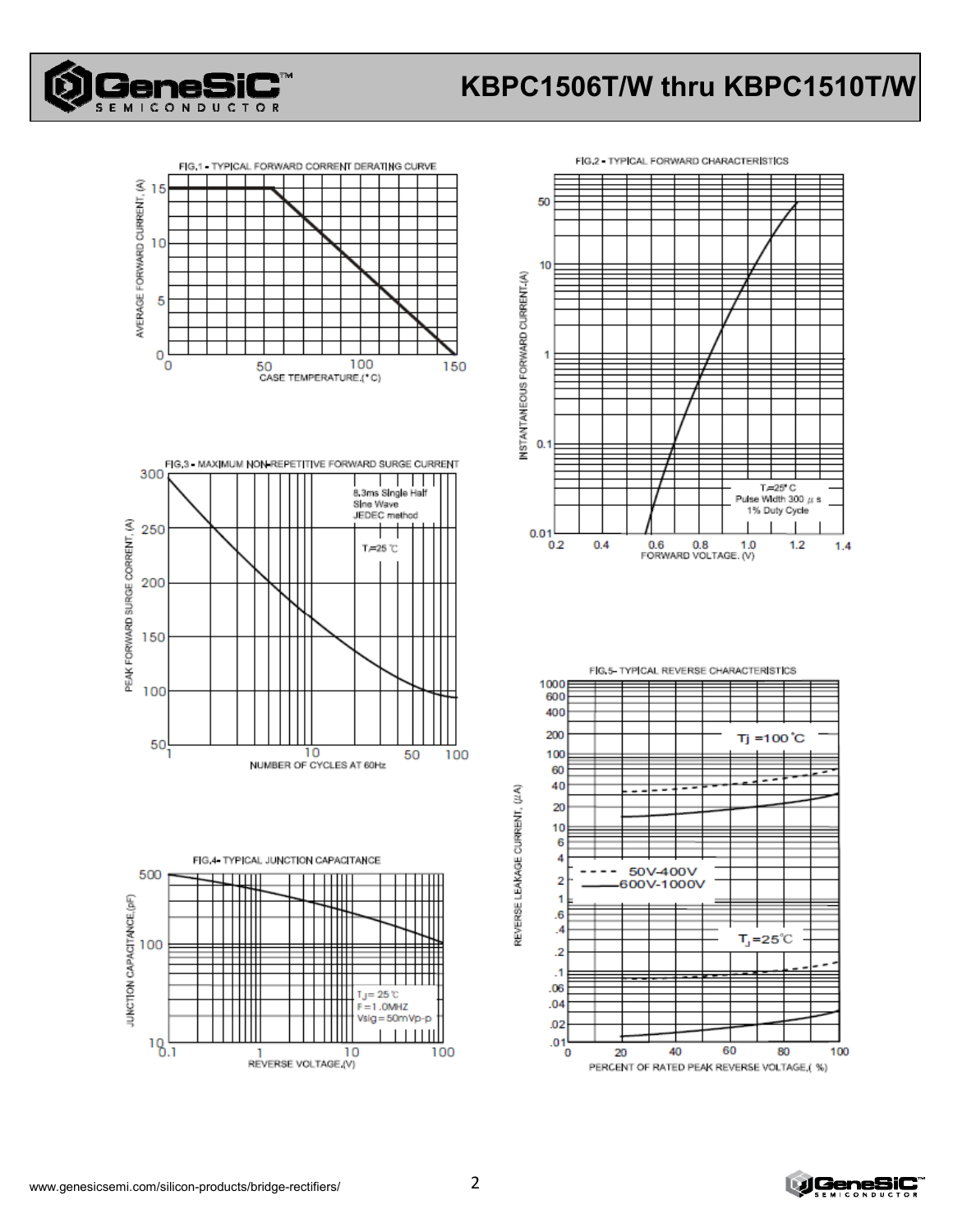FIG.1 - TYPICAL FORWARD CORRENT DERATING CURVE

AVERAGE FORWARD CURRENT, (A)

CASE TEMPERATURE,(°C)

FIG.2 - TYPICAL FORWARD CHARACTERISTICS

INSTANTANEOUS FORWARD CURRENT,(A)

FORWARD VOLTAGE, (V)

$T_J$=25°C
Pulse Width 300 μs
1% Duty Cycle

FIG.3 - MAXIMUM NON-REPETITIVE FORWARD SURGE CURRENT

PEAK FORWARD SURGE CORRENT, (A)

NUMBER OF CYCLES AT 60Hz

8.3ms Single Half
Sine Wave
JEDEC method

$T_J$=25 ℃

FIG.4 - TYPICAL JUNCTION CAPACITANCE

JUNCTION CAPACITANCE,(pF)

REVERSE VOLTAGE,(V)

$T_J$= 25 ℃
F=1.0MHZ
Vsig=50mVp-p

FIG.5 - TYPICAL REVERSE CHARACTERISTICS

REVERSE LEAKAGE CURRENT, (μA)

PERCENT OF RATED PEAK REVERSE VOLTAGE,( %)

Tj =100 °C

$T_J$=25℃

50V-400V
600V-1000V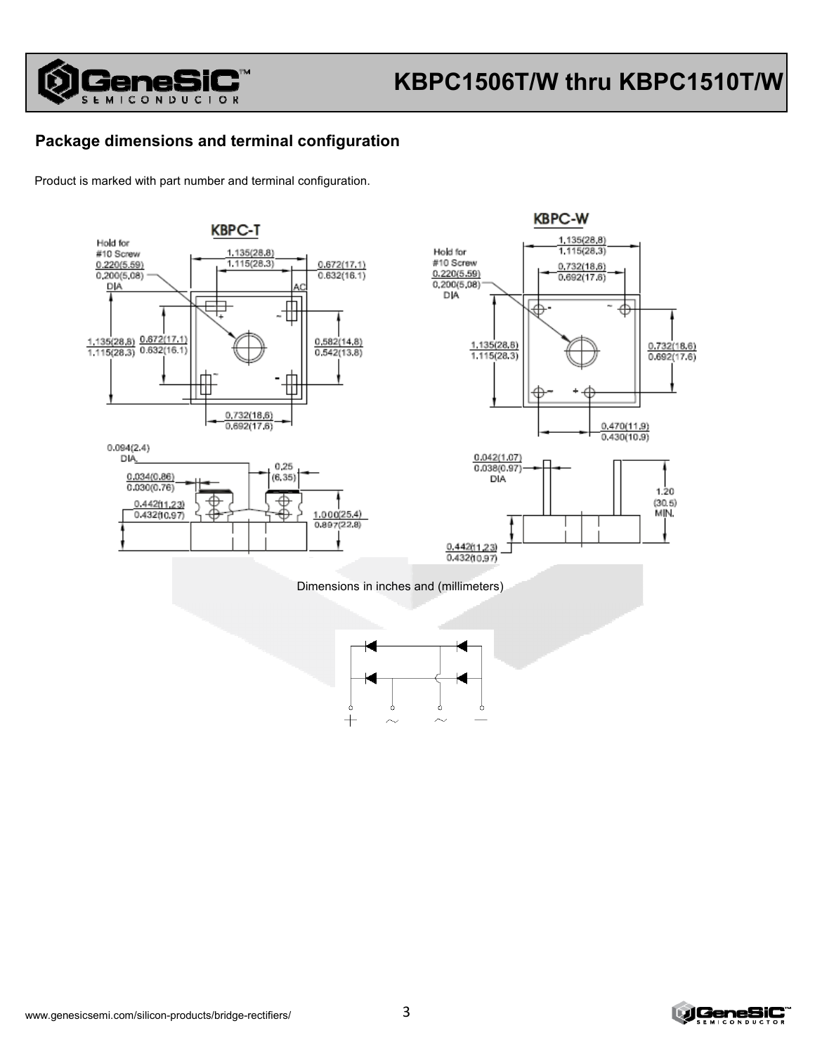## Package dimensions and terminal configuration

Product is marked with part number and terminal configuration.

KBPC-T

Hold for
#10 Screw
0.220(5.59)
0.200(5.08)
DIA

1.135(28.8)
1.115(28.3)

0.672(17.1)
0.632(16.1)

AC

1.135(28.8)
1.115(28.3)

0.672(17.1)
0.632(16.1)

0.582(14.8)
0.542(13.8)

0.732(18.6)
0.692(17.6)

0.094(2.4)
DIA.

0.25
(6.35)

0.034(0.86)
0.030(0.76)

0.442(11.23)
0.432(10.97)

1.000(25.4)
0.897(22.8)

KBPC-W

1.135(28.8)
1.115(28.3)

Hold for
#10 Screw
0.220(5.59)
0.200(5.08)
DIA

0.732(18.6)
0.692(17.6)

1.135(28.8)
1.115(28.3)

0.732(18.6)
0.692(17.6)

0.470(11.9)
0.430(10.9)

0.042(1.07)
0.038(0.97)
DIA

1.20
(30.5)
MIN.

0.442(11.23)
0.432(10.97)

Dimensions in inches and (millimeters)

+ ~ ~ —